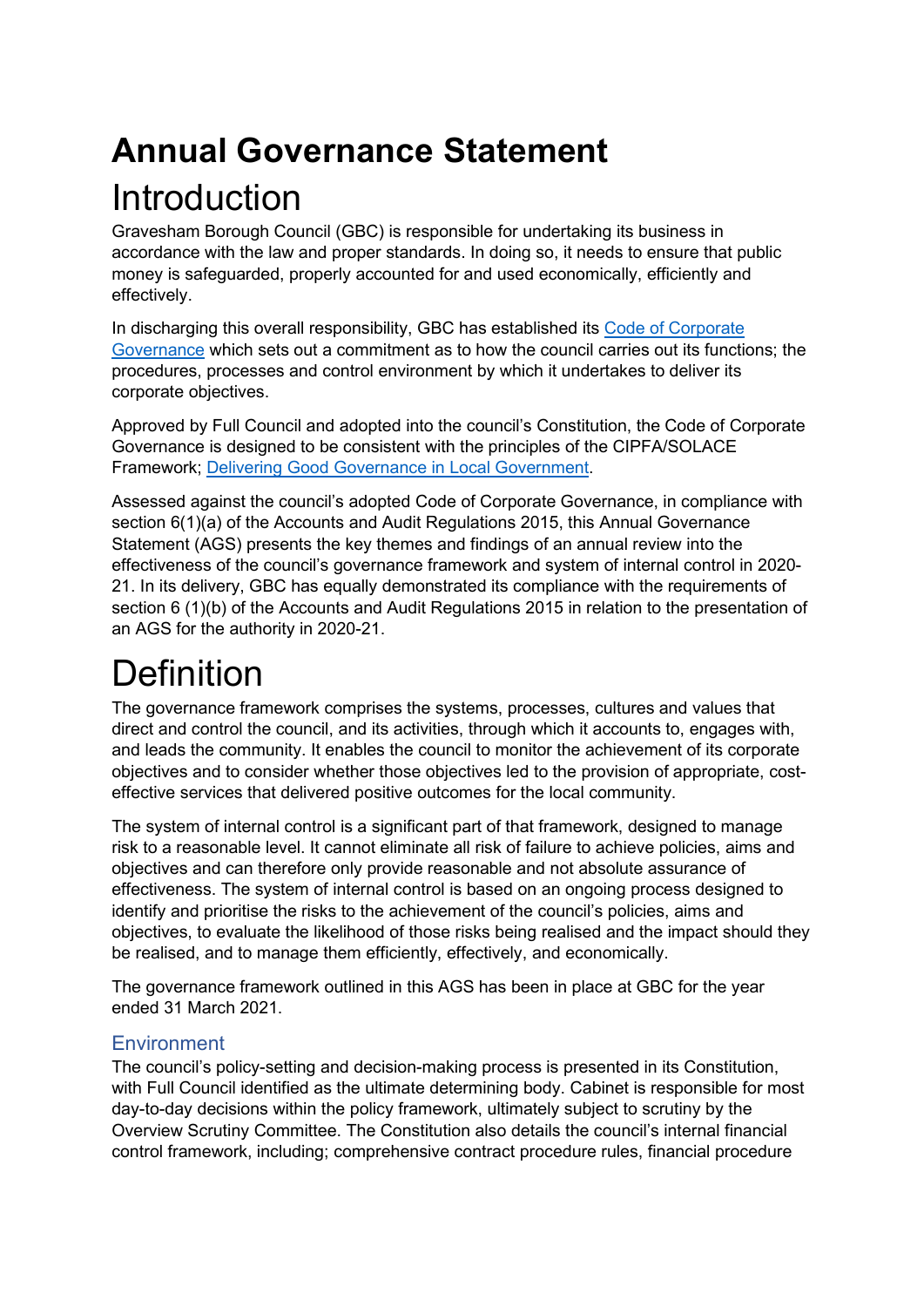# Annual Governance Statement

# Introduction

Gravesham Borough Council (GBC) is responsible for undertaking its business in accordance with the law and proper standards. In doing so, it needs to ensure that public money is safeguarded, properly accounted for and used economically, efficiently and effectively.

In discharging this overall responsibility, GBC has established its [Code of Corporate Governance] which sets out a commitment as to how the council carries out its functions; the procedures, processes and control environment by which it undertakes to deliver its corporate objectives.

Approved by Full Council and adopted into the council's Constitution, the Code of Corporate Governance is designed to be consistent with the principles of the CIPFA/SOLACE Framework; [Delivering Good Governance in Local Government].

Assessed against the council's adopted Code of Corporate Governance, in compliance with section 6(1)(a) of the Accounts and Audit Regulations 2015, this Annual Governance Statement (AGS) presents the key themes and findings of an annual review into the effectiveness of the council's governance framework and system of internal control in 2020-21. In its delivery, GBC has equally demonstrated its compliance with the requirements of section 6 (1)(b) of the Accounts and Audit Regulations 2015 in relation to the presentation of an AGS for the authority in 2020-21.

# Definition

The governance framework comprises the systems, processes, cultures and values that direct and control the council, and its activities, through which it accounts to, engages with, and leads the community. It enables the council to monitor the achievement of its corporate objectives and to consider whether those objectives led to the provision of appropriate, cost-effective services that delivered positive outcomes for the local community.

The system of internal control is a significant part of that framework, designed to manage risk to a reasonable level. It cannot eliminate all risk of failure to achieve policies, aims and objectives and can therefore only provide reasonable and not absolute assurance of effectiveness. The system of internal control is based on an ongoing process designed to identify and prioritise the risks to the achievement of the council's policies, aims and objectives, to evaluate the likelihood of those risks being realised and the impact should they be realised, and to manage them efficiently, effectively, and economically.

The governance framework outlined in this AGS has been in place at GBC for the year ended 31 March 2021.

## Environment

The council's policy-setting and decision-making process is presented in its Constitution, with Full Council identified as the ultimate determining body. Cabinet is responsible for most day-to-day decisions within the policy framework, ultimately subject to scrutiny by the Overview Scrutiny Committee. The Constitution also details the council's internal financial control framework, including; comprehensive contract procedure rules, financial procedure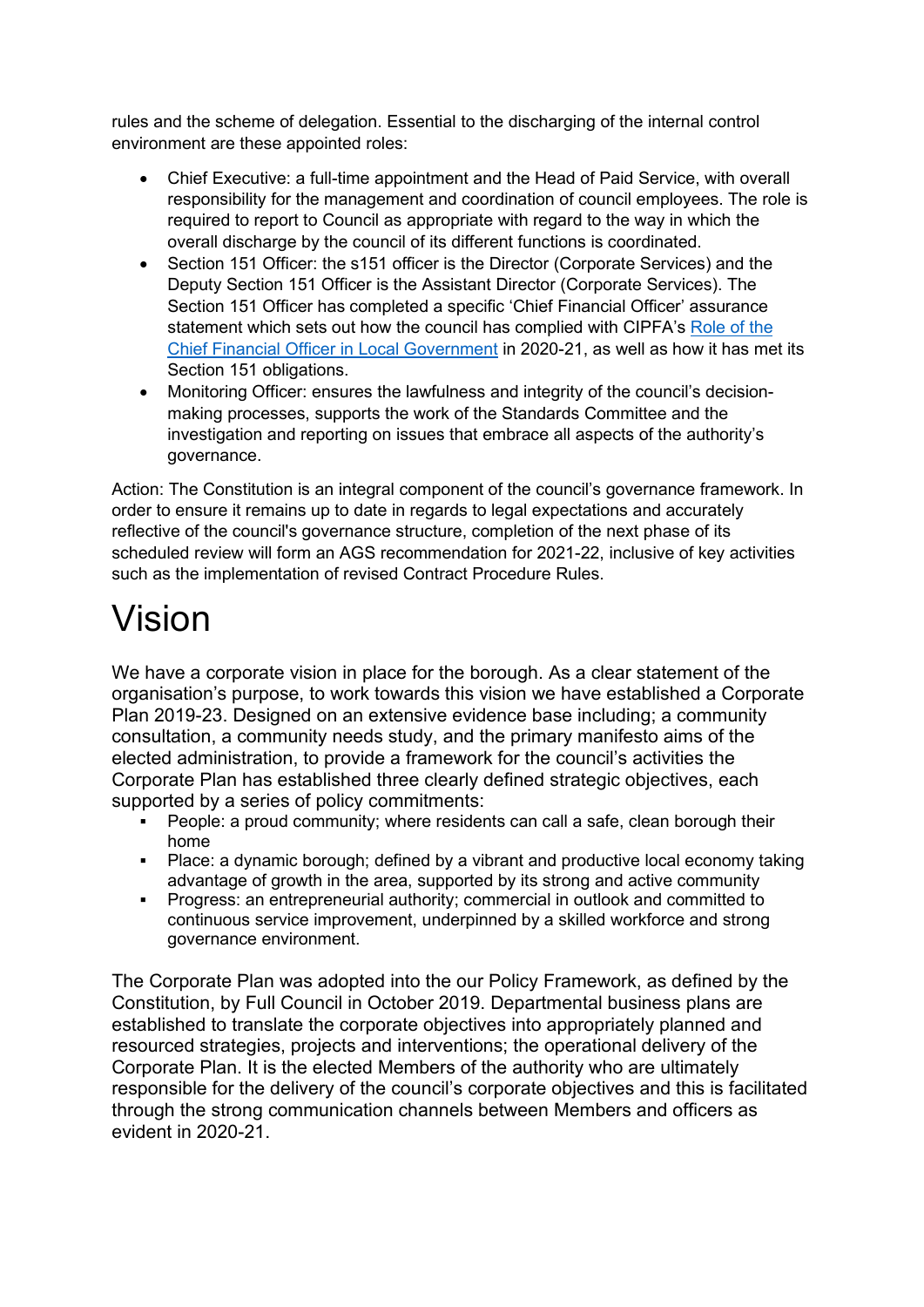rules and the scheme of delegation. Essential to the discharging of the internal control environment are these appointed roles:

- Chief Executive: a full-time appointment and the Head of Paid Service, with overall responsibility for the management and coordination of council employees. The role is required to report to Council as appropriate with regard to the way in which the overall discharge by the council of its different functions is coordinated.
- Section 151 Officer: the s151 officer is the Director (Corporate Services) and the Deputy Section 151 Officer is the Assistant Director (Corporate Services). The Section 151 Officer has completed a specific 'Chief Financial Officer' assurance statement which sets out how the council has complied with CIPFA's Role of the Chief Financial Officer in Local Government in 2020-21, as well as how it has met its Section 151 obligations.
- Monitoring Officer: ensures the lawfulness and integrity of the council's decision-making processes, supports the work of the Standards Committee and the investigation and reporting on issues that embrace all aspects of the authority's governance.

Action: The Constitution is an integral component of the council's governance framework. In order to ensure it remains up to date in regards to legal expectations and accurately reflective of the council's governance structure, completion of the next phase of its scheduled review will form an AGS recommendation for 2021-22, inclusive of key activities such as the implementation of revised Contract Procedure Rules.

# Vision

We have a corporate vision in place for the borough. As a clear statement of the organisation's purpose, to work towards this vision we have established a Corporate Plan 2019-23. Designed on an extensive evidence base including; a community consultation, a community needs study, and the primary manifesto aims of the elected administration, to provide a framework for the council's activities the Corporate Plan has established three clearly defined strategic objectives, each supported by a series of policy commitments:

- People: a proud community; where residents can call a safe, clean borough their home
- Place: a dynamic borough; defined by a vibrant and productive local economy taking advantage of growth in the area, supported by its strong and active community
- Progress: an entrepreneurial authority; commercial in outlook and committed to continuous service improvement, underpinned by a skilled workforce and strong governance environment.

The Corporate Plan was adopted into the our Policy Framework, as defined by the Constitution, by Full Council in October 2019. Departmental business plans are established to translate the corporate objectives into appropriately planned and resourced strategies, projects and interventions; the operational delivery of the Corporate Plan. It is the elected Members of the authority who are ultimately responsible for the delivery of the council's corporate objectives and this is facilitated through the strong communication channels between Members and officers as evident in 2020-21.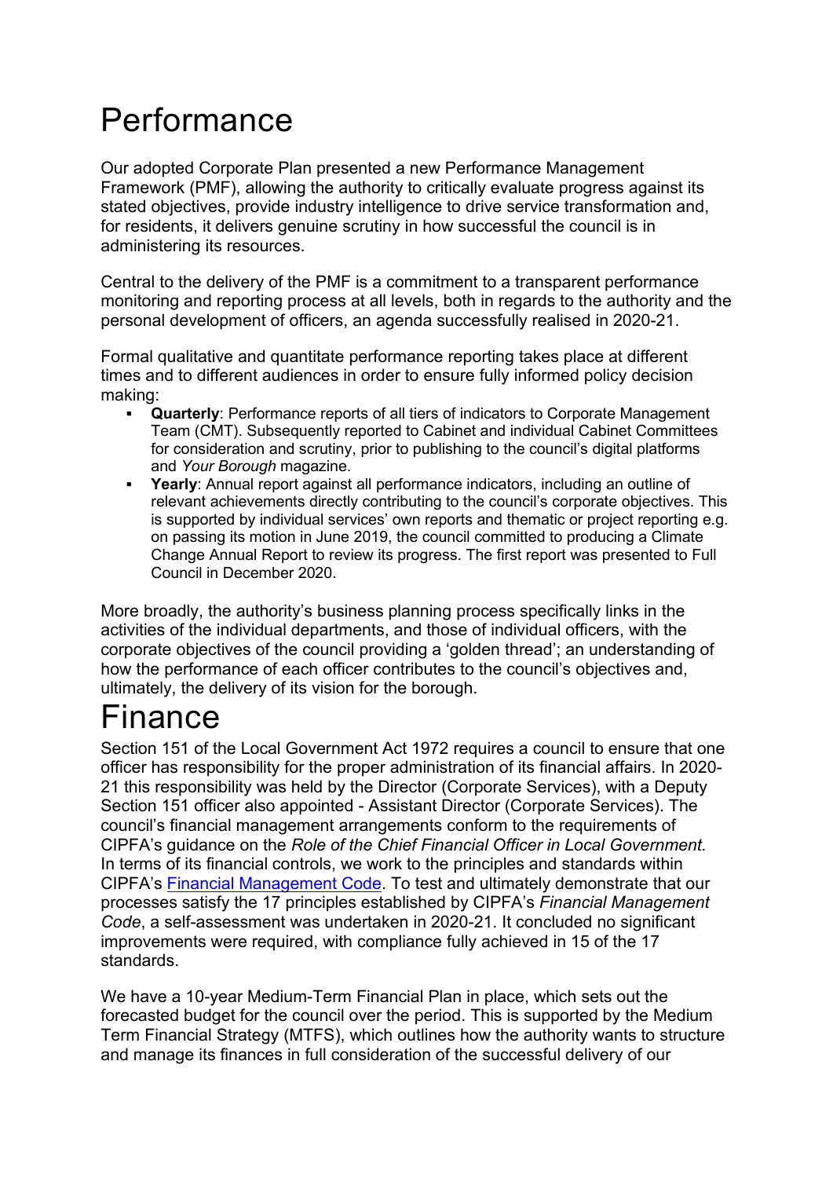# Performance

Our adopted Corporate Plan presented a new Performance Management Framework (PMF), allowing the authority to critically evaluate progress against its stated objectives, provide industry intelligence to drive service transformation and, for residents, it delivers genuine scrutiny in how successful the council is in administering its resources.

Central to the delivery of the PMF is a commitment to a transparent performance monitoring and reporting process at all levels, both in regards to the authority and the personal development of officers, an agenda successfully realised in 2020-21.

Formal qualitative and quantitate performance reporting takes place at different times and to different audiences in order to ensure fully informed policy decision making:

- **Quarterly**: Performance reports of all tiers of indicators to Corporate Management Team (CMT). Subsequently reported to Cabinet and individual Cabinet Committees for consideration and scrutiny, prior to publishing to the council's digital platforms and *Your Borough* magazine.
- **Yearly**: Annual report against all performance indicators, including an outline of relevant achievements directly contributing to the council's corporate objectives. This is supported by individual services' own reports and thematic or project reporting e.g. on passing its motion in June 2019, the council committed to producing a Climate Change Annual Report to review its progress. The first report was presented to Full Council in December 2020.

More broadly, the authority's business planning process specifically links in the activities of the individual departments, and those of individual officers, with the corporate objectives of the council providing a 'golden thread'; an understanding of how the performance of each officer contributes to the council's objectives and, ultimately, the delivery of its vision for the borough.

# Finance

Section 151 of the Local Government Act 1972 requires a council to ensure that one officer has responsibility for the proper administration of its financial affairs. In 2020-21 this responsibility was held by the Director (Corporate Services), with a Deputy Section 151 officer also appointed - Assistant Director (Corporate Services). The council's financial management arrangements conform to the requirements of CIPFA's guidance on the *Role of the Chief Financial Officer in Local Government.* In terms of its financial controls, we work to the principles and standards within CIPFA's Financial Management Code. To test and ultimately demonstrate that our processes satisfy the 17 principles established by CIPFA's *Financial Management Code*, a self-assessment was undertaken in 2020-21. It concluded no significant improvements were required, with compliance fully achieved in 15 of the 17 standards.

We have a 10-year Medium-Term Financial Plan in place, which sets out the forecasted budget for the council over the period. This is supported by the Medium Term Financial Strategy (MTFS), which outlines how the authority wants to structure and manage its finances in full consideration of the successful delivery of our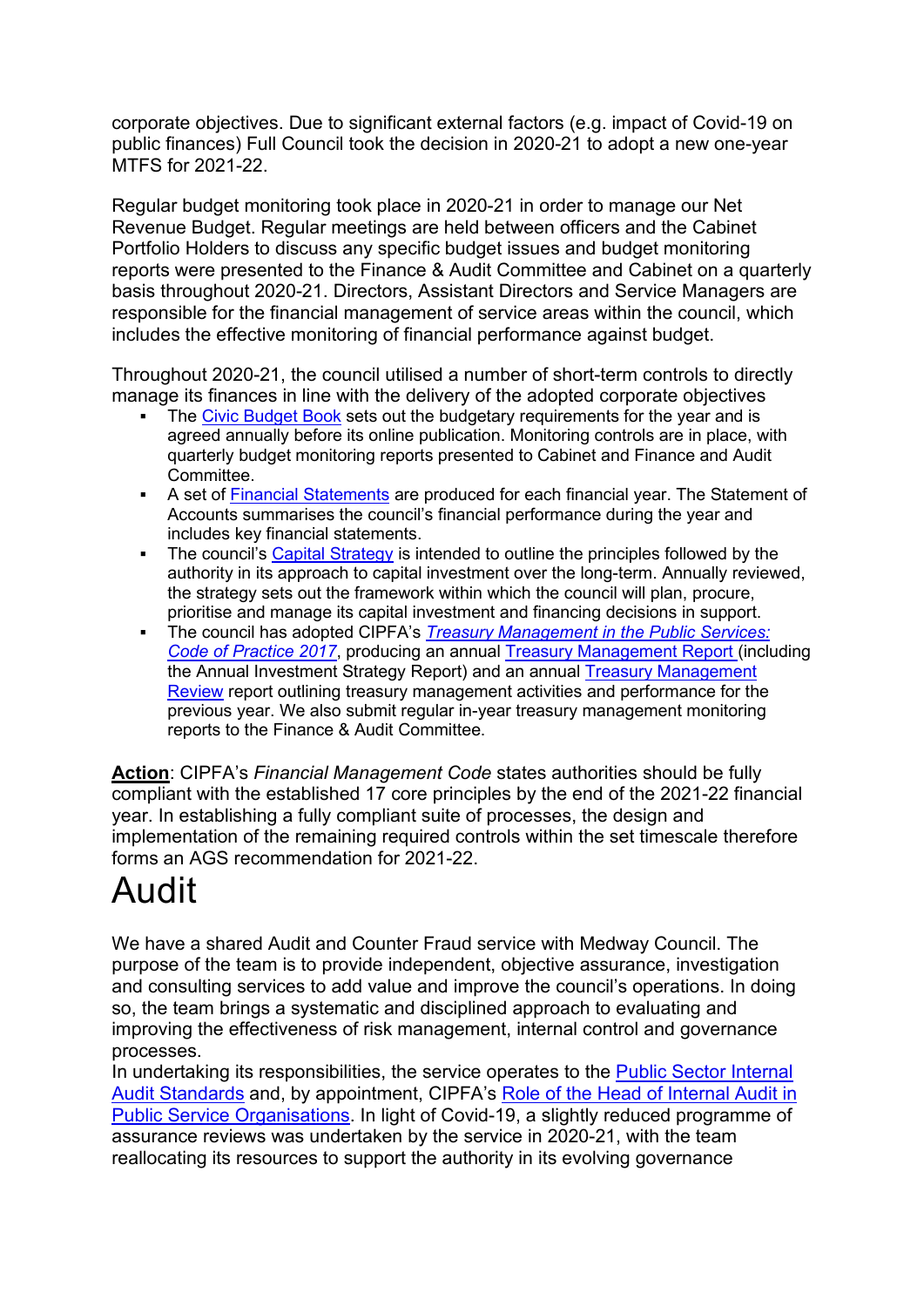corporate objectives. Due to significant external factors (e.g. impact of Covid-19 on public finances) Full Council took the decision in 2020-21 to adopt a new one-year MTFS for 2021-22.

Regular budget monitoring took place in 2020-21 in order to manage our Net Revenue Budget. Regular meetings are held between officers and the Cabinet Portfolio Holders to discuss any specific budget issues and budget monitoring reports were presented to the Finance & Audit Committee and Cabinet on a quarterly basis throughout 2020-21. Directors, Assistant Directors and Service Managers are responsible for the financial management of service areas within the council, which includes the effective monitoring of financial performance against budget.

Throughout 2020-21, the council utilised a number of short-term controls to directly manage its finances in line with the delivery of the adopted corporate objectives

- The Civic Budget Book sets out the budgetary requirements for the year and is agreed annually before its online publication. Monitoring controls are in place, with quarterly budget monitoring reports presented to Cabinet and Finance and Audit Committee.
- A set of Financial Statements are produced for each financial year. The Statement of Accounts summarises the council's financial performance during the year and includes key financial statements.
- The council's Capital Strategy is intended to outline the principles followed by the authority in its approach to capital investment over the long-term. Annually reviewed, the strategy sets out the framework within which the council will plan, procure, prioritise and manage its capital investment and financing decisions in support.
- The council has adopted CIPFA's *Treasury Management in the Public Services: Code of Practice 2017*, producing an annual Treasury Management Report (including the Annual Investment Strategy Report) and an annual Treasury Management Review report outlining treasury management activities and performance for the previous year. We also submit regular in-year treasury management monitoring reports to the Finance & Audit Committee.

**Action**: CIPFA's *Financial Management Code* states authorities should be fully compliant with the established 17 core principles by the end of the 2021-22 financial year. In establishing a fully compliant suite of processes, the design and implementation of the remaining required controls within the set timescale therefore forms an AGS recommendation for 2021-22.

# Audit

We have a shared Audit and Counter Fraud service with Medway Council. The purpose of the team is to provide independent, objective assurance, investigation and consulting services to add value and improve the council's operations. In doing so, the team brings a systematic and disciplined approach to evaluating and improving the effectiveness of risk management, internal control and governance processes.
In undertaking its responsibilities, the service operates to the Public Sector Internal Audit Standards and, by appointment, CIPFA's Role of the Head of Internal Audit in Public Service Organisations. In light of Covid-19, a slightly reduced programme of assurance reviews was undertaken by the service in 2020-21, with the team reallocating its resources to support the authority in its evolving governance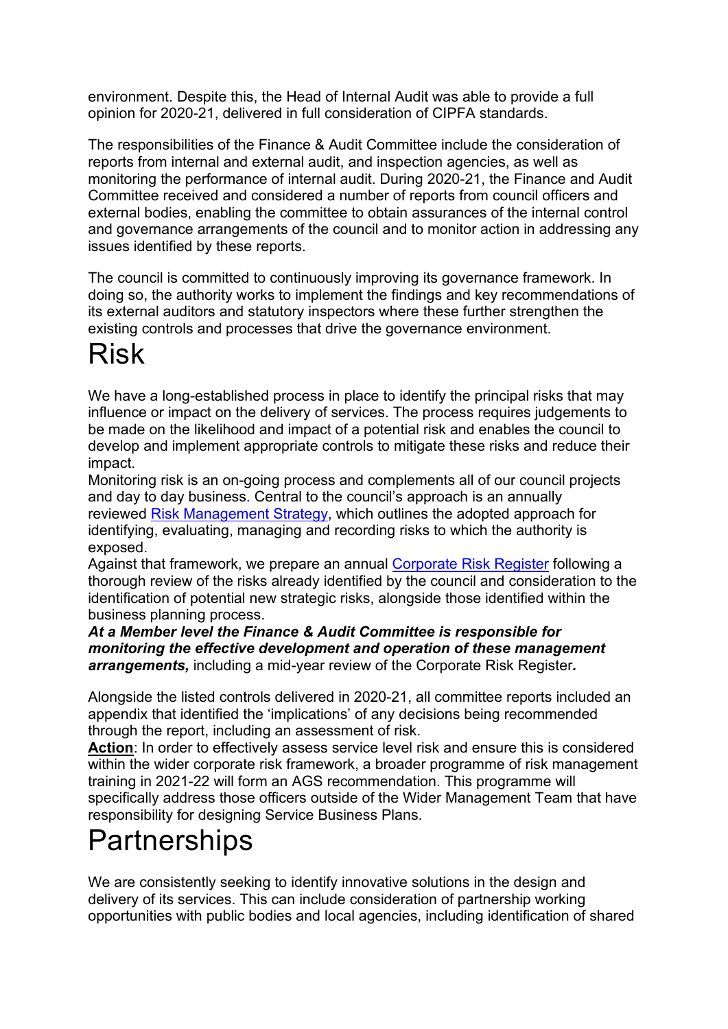environment. Despite this, the Head of Internal Audit was able to provide a full opinion for 2020-21, delivered in full consideration of CIPFA standards.

The responsibilities of the Finance & Audit Committee include the consideration of reports from internal and external audit, and inspection agencies, as well as monitoring the performance of internal audit. During 2020-21, the Finance and Audit Committee received and considered a number of reports from council officers and external bodies, enabling the committee to obtain assurances of the internal control and governance arrangements of the council and to monitor action in addressing any issues identified by these reports.

The council is committed to continuously improving its governance framework. In doing so, the authority works to implement the findings and key recommendations of its external auditors and statutory inspectors where these further strengthen the existing controls and processes that drive the governance environment.

# Risk

We have a long-established process in place to identify the principal risks that may influence or impact on the delivery of services. The process requires judgements to be made on the likelihood and impact of a potential risk and enables the council to develop and implement appropriate controls to mitigate these risks and reduce their impact.

Monitoring risk is an on-going process and complements all of our council projects and day to day business. Central to the council's approach is an annually reviewed Risk Management Strategy, which outlines the adopted approach for identifying, evaluating, managing and recording risks to which the authority is exposed.

Against that framework, we prepare an annual Corporate Risk Register following a thorough review of the risks already identified by the council and consideration to the identification of potential new strategic risks, alongside those identified within the business planning process.

***At a Member level the Finance & Audit Committee is responsible for monitoring the effective development and operation of these management arrangements,*** including a mid-year review of the Corporate Risk Register***.***

Alongside the listed controls delivered in 2020-21, all committee reports included an appendix that identified the 'implications' of any decisions being recommended through the report, including an assessment of risk.

**Action**: In order to effectively assess service level risk and ensure this is considered within the wider corporate risk framework, a broader programme of risk management training in 2021-22 will form an AGS recommendation. This programme will specifically address those officers outside of the Wider Management Team that have responsibility for designing Service Business Plans.

# Partnerships

We are consistently seeking to identify innovative solutions in the design and delivery of its services. This can include consideration of partnership working opportunities with public bodies and local agencies, including identification of shared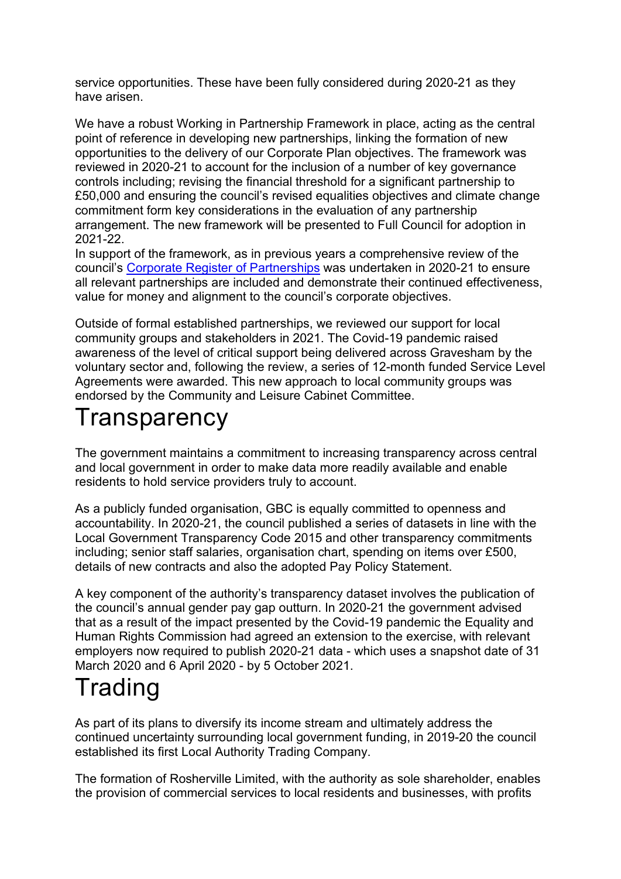service opportunities. These have been fully considered during 2020-21 as they have arisen.

We have a robust Working in Partnership Framework in place, acting as the central point of reference in developing new partnerships, linking the formation of new opportunities to the delivery of our Corporate Plan objectives. The framework was reviewed in 2020-21 to account for the inclusion of a number of key governance controls including; revising the financial threshold for a significant partnership to £50,000 and ensuring the council's revised equalities objectives and climate change commitment form key considerations in the evaluation of any partnership arrangement. The new framework will be presented to Full Council for adoption in 2021-22.

In support of the framework, as in previous years a comprehensive review of the council's Corporate Register of Partnerships was undertaken in 2020-21 to ensure all relevant partnerships are included and demonstrate their continued effectiveness, value for money and alignment to the council's corporate objectives.

Outside of formal established partnerships, we reviewed our support for local community groups and stakeholders in 2021. The Covid-19 pandemic raised awareness of the level of critical support being delivered across Gravesham by the voluntary sector and, following the review, a series of 12-month funded Service Level Agreements were awarded. This new approach to local community groups was endorsed by the Community and Leisure Cabinet Committee.

# Transparency

The government maintains a commitment to increasing transparency across central and local government in order to make data more readily available and enable residents to hold service providers truly to account.

As a publicly funded organisation, GBC is equally committed to openness and accountability. In 2020-21, the council published a series of datasets in line with the Local Government Transparency Code 2015 and other transparency commitments including; senior staff salaries, organisation chart, spending on items over £500, details of new contracts and also the adopted Pay Policy Statement.

A key component of the authority's transparency dataset involves the publication of the council's annual gender pay gap outturn. In 2020-21 the government advised that as a result of the impact presented by the Covid-19 pandemic the Equality and Human Rights Commission had agreed an extension to the exercise, with relevant employers now required to publish 2020-21 data - which uses a snapshot date of 31 March 2020 and 6 April 2020 - by 5 October 2021.

# Trading

As part of its plans to diversify its income stream and ultimately address the continued uncertainty surrounding local government funding, in 2019-20 the council established its first Local Authority Trading Company.

The formation of Rosherville Limited, with the authority as sole shareholder, enables the provision of commercial services to local residents and businesses, with profits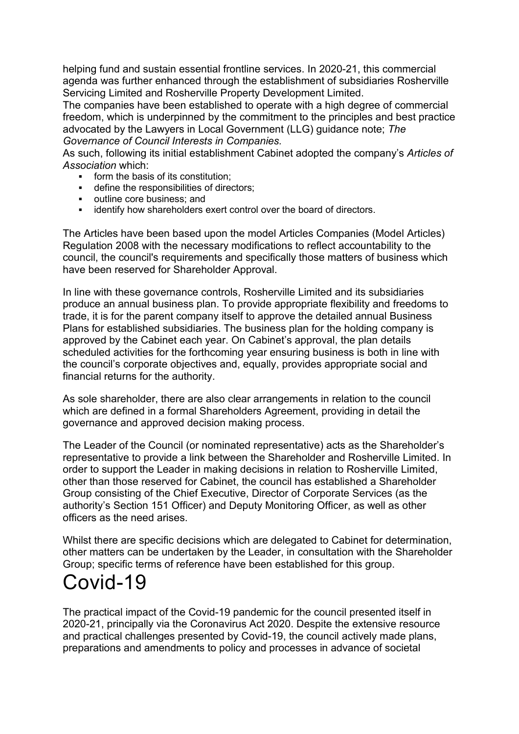helping fund and sustain essential frontline services. In 2020-21, this commercial agenda was further enhanced through the establishment of subsidiaries Rosherville Servicing Limited and Rosherville Property Development Limited.

The companies have been established to operate with a high degree of commercial freedom, which is underpinned by the commitment to the principles and best practice advocated by the Lawyers in Local Government (LLG) guidance note; *The Governance of Council Interests in Companies.*

As such, following its initial establishment Cabinet adopted the company's *Articles of Association* which:

- form the basis of its constitution;
- define the responsibilities of directors;
- outline core business; and
- identify how shareholders exert control over the board of directors.

The Articles have been based upon the model Articles Companies (Model Articles) Regulation 2008 with the necessary modifications to reflect accountability to the council, the council's requirements and specifically those matters of business which have been reserved for Shareholder Approval.

In line with these governance controls, Rosherville Limited and its subsidiaries produce an annual business plan. To provide appropriate flexibility and freedoms to trade, it is for the parent company itself to approve the detailed annual Business Plans for established subsidiaries. The business plan for the holding company is approved by the Cabinet each year. On Cabinet's approval, the plan details scheduled activities for the forthcoming year ensuring business is both in line with the council's corporate objectives and, equally, provides appropriate social and financial returns for the authority.

As sole shareholder, there are also clear arrangements in relation to the council which are defined in a formal Shareholders Agreement, providing in detail the governance and approved decision making process.

The Leader of the Council (or nominated representative) acts as the Shareholder's representative to provide a link between the Shareholder and Rosherville Limited. In order to support the Leader in making decisions in relation to Rosherville Limited, other than those reserved for Cabinet, the council has established a Shareholder Group consisting of the Chief Executive, Director of Corporate Services (as the authority's Section 151 Officer) and Deputy Monitoring Officer, as well as other officers as the need arises.

Whilst there are specific decisions which are delegated to Cabinet for determination, other matters can be undertaken by the Leader, in consultation with the Shareholder Group; specific terms of reference have been established for this group.

# Covid-19

The practical impact of the Covid-19 pandemic for the council presented itself in 2020-21, principally via the Coronavirus Act 2020. Despite the extensive resource and practical challenges presented by Covid-19, the council actively made plans, preparations and amendments to policy and processes in advance of societal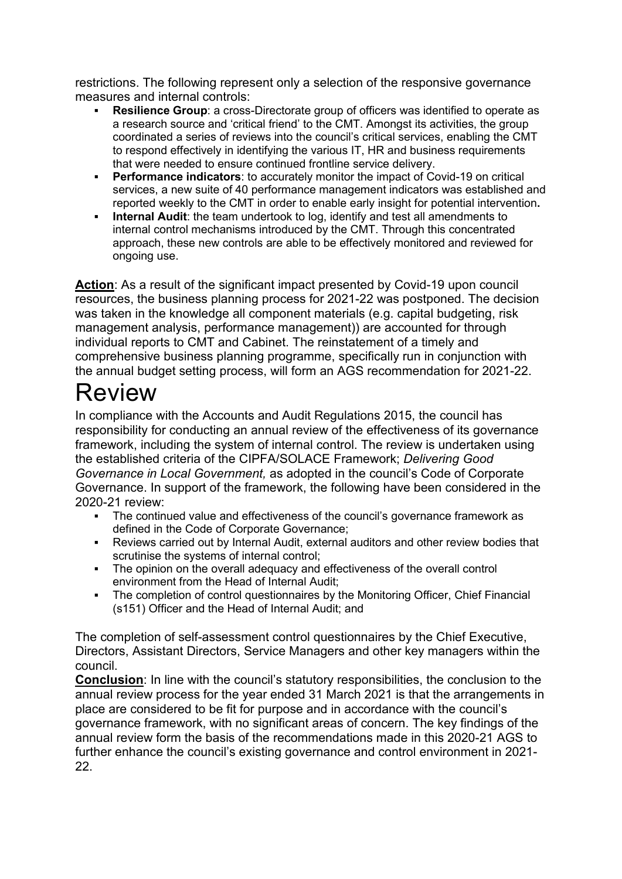restrictions. The following represent only a selection of the responsive governance measures and internal controls:

- **Resilience Group**: a cross-Directorate group of officers was identified to operate as a research source and 'critical friend' to the CMT. Amongst its activities, the group coordinated a series of reviews into the council's critical services, enabling the CMT to respond effectively in identifying the various IT, HR and business requirements that were needed to ensure continued frontline service delivery.
- **Performance indicators**: to accurately monitor the impact of Covid-19 on critical services, a new suite of 40 performance management indicators was established and reported weekly to the CMT in order to enable early insight for potential intervention**.**
- **Internal Audit**: the team undertook to log, identify and test all amendments to internal control mechanisms introduced by the CMT. Through this concentrated approach, these new controls are able to be effectively monitored and reviewed for ongoing use.

**Action**: As a result of the significant impact presented by Covid-19 upon council resources, the business planning process for 2021-22 was postponed. The decision was taken in the knowledge all component materials (e.g. capital budgeting, risk management analysis, performance management)) are accounted for through individual reports to CMT and Cabinet. The reinstatement of a timely and comprehensive business planning programme, specifically run in conjunction with the annual budget setting process, will form an AGS recommendation for 2021-22.

# Review

In compliance with the Accounts and Audit Regulations 2015, the council has responsibility for conducting an annual review of the effectiveness of its governance framework, including the system of internal control. The review is undertaken using the established criteria of the CIPFA/SOLACE Framework; *Delivering Good Governance in Local Government,* as adopted in the council's Code of Corporate Governance. In support of the framework, the following have been considered in the 2020-21 review:

- The continued value and effectiveness of the council's governance framework as defined in the Code of Corporate Governance;
- Reviews carried out by Internal Audit, external auditors and other review bodies that scrutinise the systems of internal control;
- The opinion on the overall adequacy and effectiveness of the overall control environment from the Head of Internal Audit;
- The completion of control questionnaires by the Monitoring Officer, Chief Financial (s151) Officer and the Head of Internal Audit; and

The completion of self-assessment control questionnaires by the Chief Executive, Directors, Assistant Directors, Service Managers and other key managers within the council.

**Conclusion**: In line with the council's statutory responsibilities, the conclusion to the annual review process for the year ended 31 March 2021 is that the arrangements in place are considered to be fit for purpose and in accordance with the council's governance framework, with no significant areas of concern. The key findings of the annual review form the basis of the recommendations made in this 2020-21 AGS to further enhance the council's existing governance and control environment in 2021-22.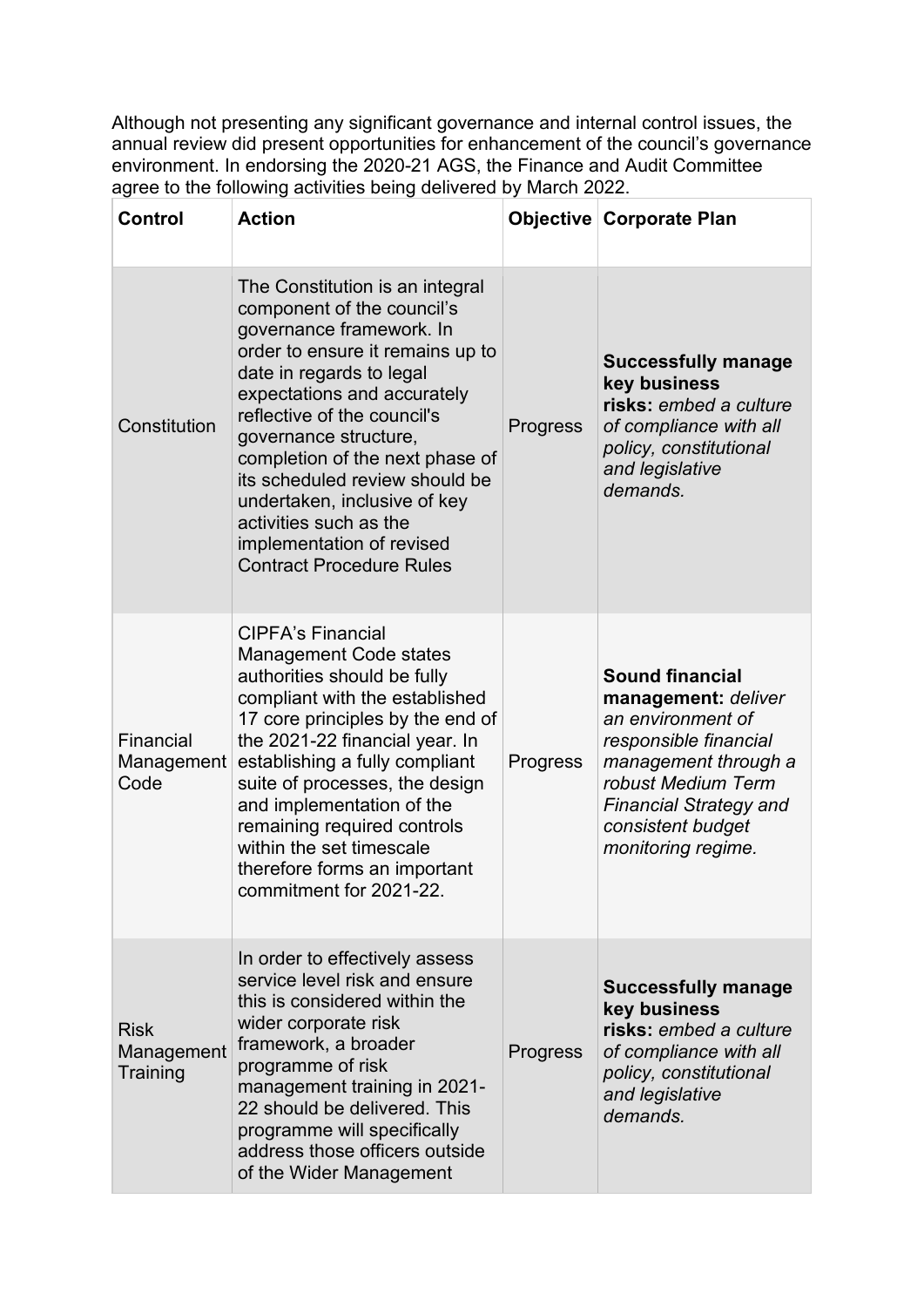Although not presenting any significant governance and internal control issues, the annual review did present opportunities for enhancement of the council's governance environment. In endorsing the 2020-21 AGS, the Finance and Audit Committee agree to the following activities being delivered by March 2022.

| Control | Action | Objective | Corporate Plan |
|---|---|---|---|
| Constitution | The Constitution is an integral component of the council's governance framework. In order to ensure it remains up to date in regards to legal expectations and accurately reflective of the council's governance structure, completion of the next phase of its scheduled review should be undertaken, inclusive of key activities such as the implementation of revised Contract Procedure Rules | Progress | **Successfully manage key business risks:** *embed a culture of compliance with all policy, constitutional and legislative demands.* |
| Financial Management Code | CIPFA's Financial Management Code states authorities should be fully compliant with the established 17 core principles by the end of the 2021-22 financial year. In establishing a fully compliant suite of processes, the design and implementation of the remaining required controls within the set timescale therefore forms an important commitment for 2021-22. | Progress | **Sound financial management:** *deliver an environment of responsible financial management through a robust Medium Term Financial Strategy and consistent budget monitoring regime.* |
| Risk Management Training | In order to effectively assess service level risk and ensure this is considered within the wider corporate risk framework, a broader programme of risk management training in 2021-22 should be delivered. This programme will specifically address those officers outside of the Wider Management | Progress | **Successfully manage key business risks:** *embed a culture of compliance with all policy, constitutional and legislative demands.* |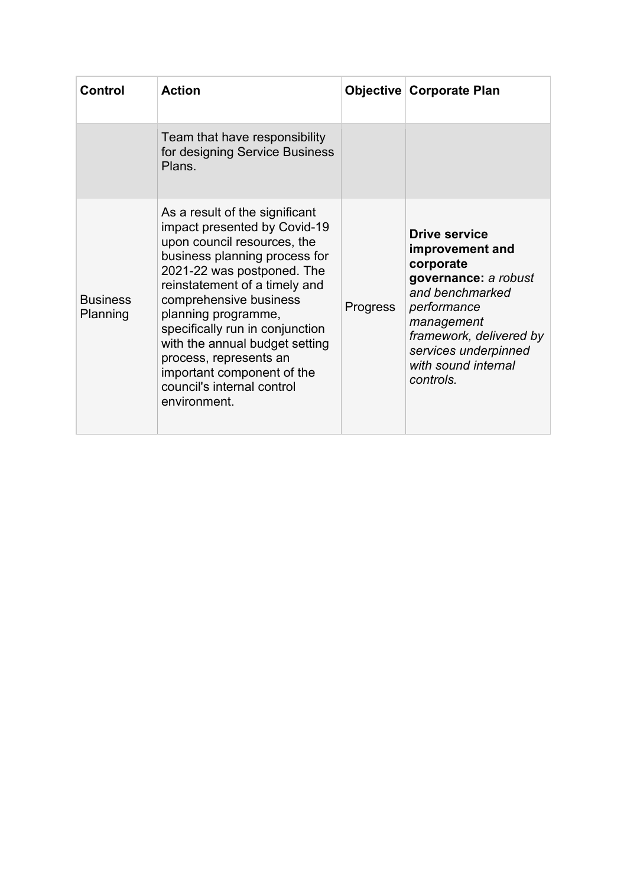| Control | Action | Objective | Corporate Plan |
|---|---|---|---|
| | Team that have responsibility for designing Service Business Plans. | | |
| Business Planning | As a result of the significant impact presented by Covid-19 upon council resources, the business planning process for 2021-22 was postponed. The reinstatement of a timely and comprehensive business planning programme, specifically run in conjunction with the annual budget setting process, represents an important component of the council's internal control environment. | Progress | **Drive service improvement and corporate governance:** *a robust and benchmarked performance management framework, delivered by services underpinned with sound internal controls.* |